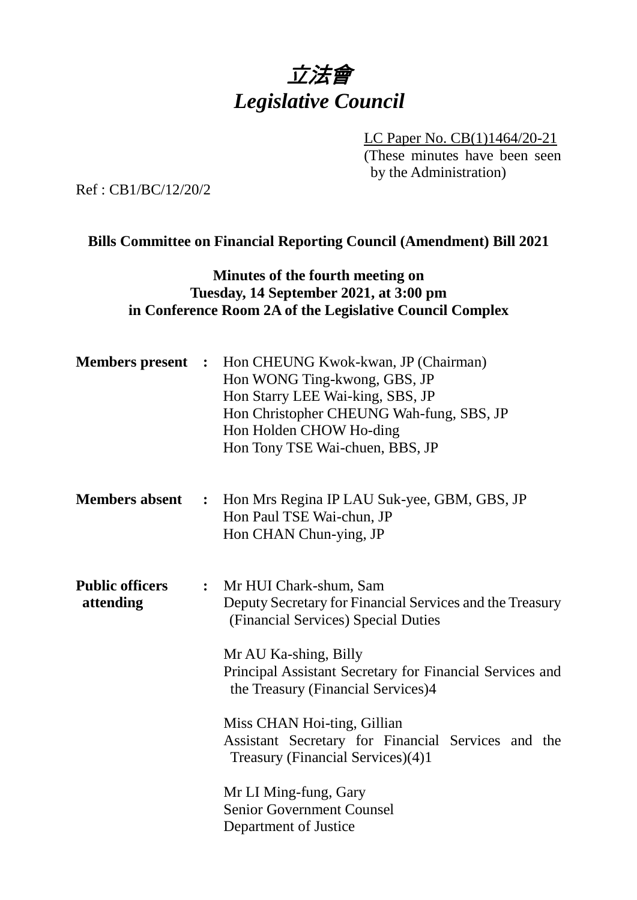# *立法會*
# *Legislative Council*

LC Paper No. CB(1)1464/20-21
(These minutes have been seen by the Administration)

Ref : CB1/BC/12/20/2

**Bills Committee on Financial Reporting Council (Amendment) Bill 2021**

**Minutes of the fourth meeting on**
**Tuesday, 14 September 2021, at 3:00 pm**
**in Conference Room 2A of the Legislative Council Complex**

**Members present :** Hon CHEUNG Kwok-kwan, JP (Chairman)
Hon WONG Ting-kwong, GBS, JP
Hon Starry LEE Wai-king, SBS, JP
Hon Christopher CHEUNG Wah-fung, SBS, JP
Hon Holden CHOW Ho-ding
Hon Tony TSE Wai-chuen, BBS, JP

**Members absent :** Hon Mrs Regina IP LAU Suk-yee, GBM, GBS, JP
Hon Paul TSE Wai-chun, JP
Hon CHAN Chun-ying, JP

**Public officers attending :** Mr HUI Chark-shum, Sam
Deputy Secretary for Financial Services and the Treasury (Financial Services) Special Duties

Mr AU Ka-shing, Billy
Principal Assistant Secretary for Financial Services and the Treasury (Financial Services)4

Miss CHAN Hoi-ting, Gillian
Assistant Secretary for Financial Services and the Treasury (Financial Services)(4)1

Mr LI Ming-fung, Gary
Senior Government Counsel
Department of Justice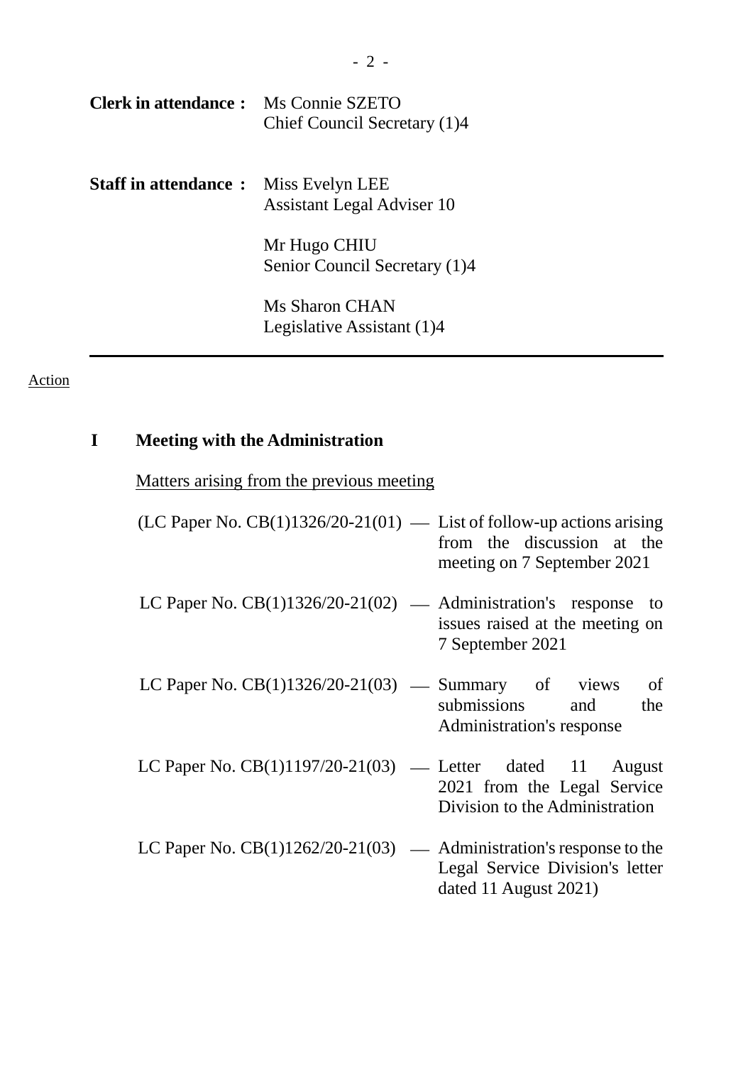**Clerk in attendance :** Ms Connie SZETO
Chief Council Secretary (1)4

**Staff in attendance :** Miss Evelyn LEE
Assistant Legal Adviser 10

Mr Hugo CHIU
Senior Council Secretary (1)4

Ms Sharon CHAN
Legislative Assistant (1)4

---

Action

## I Meeting with the Administration

Matters arising from the previous meeting

(LC Paper No. CB(1)1326/20-21(01) — List of follow-up actions arising from the discussion at the meeting on 7 September 2021

LC Paper No. CB(1)1326/20-21(02) — Administration's response to issues raised at the meeting on 7 September 2021

LC Paper No. CB(1)1326/20-21(03) — Summary of views of submissions and the Administration's response

LC Paper No. CB(1)1197/20-21(03) — Letter dated 11 August 2021 from the Legal Service Division to the Administration

LC Paper No. CB(1)1262/20-21(03) — Administration's response to the Legal Service Division's letter dated 11 August 2021)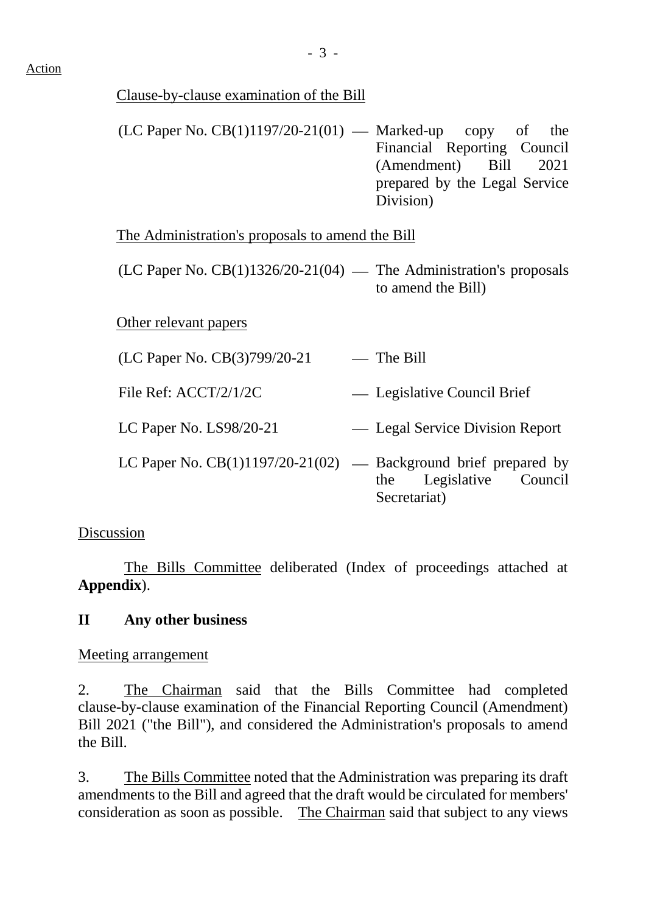Action

Clause-by-clause examination of the Bill

(LC Paper No. CB(1)1197/20-21(01) — Marked-up copy of the Financial Reporting Council (Amendment) Bill 2021 prepared by the Legal Service Division)

The Administration's proposals to amend the Bill

(LC Paper No. CB(1)1326/20-21(04) — The Administration's proposals to amend the Bill)

Other relevant papers

(LC Paper No. CB(3)799/20-21 — The Bill

File Ref: ACCT/2/1/2C — Legislative Council Brief

LC Paper No. LS98/20-21 — Legal Service Division Report

LC Paper No. CB(1)1197/20-21(02) — Background brief prepared by the Legislative Council Secretariat)

Discussion

The Bills Committee deliberated (Index of proceedings attached at **Appendix**).

## II Any other business

Meeting arrangement

2. The Chairman said that the Bills Committee had completed clause-by-clause examination of the Financial Reporting Council (Amendment) Bill 2021 ("the Bill"), and considered the Administration's proposals to amend the Bill.

3. The Bills Committee noted that the Administration was preparing its draft amendments to the Bill and agreed that the draft would be circulated for members' consideration as soon as possible. The Chairman said that subject to any views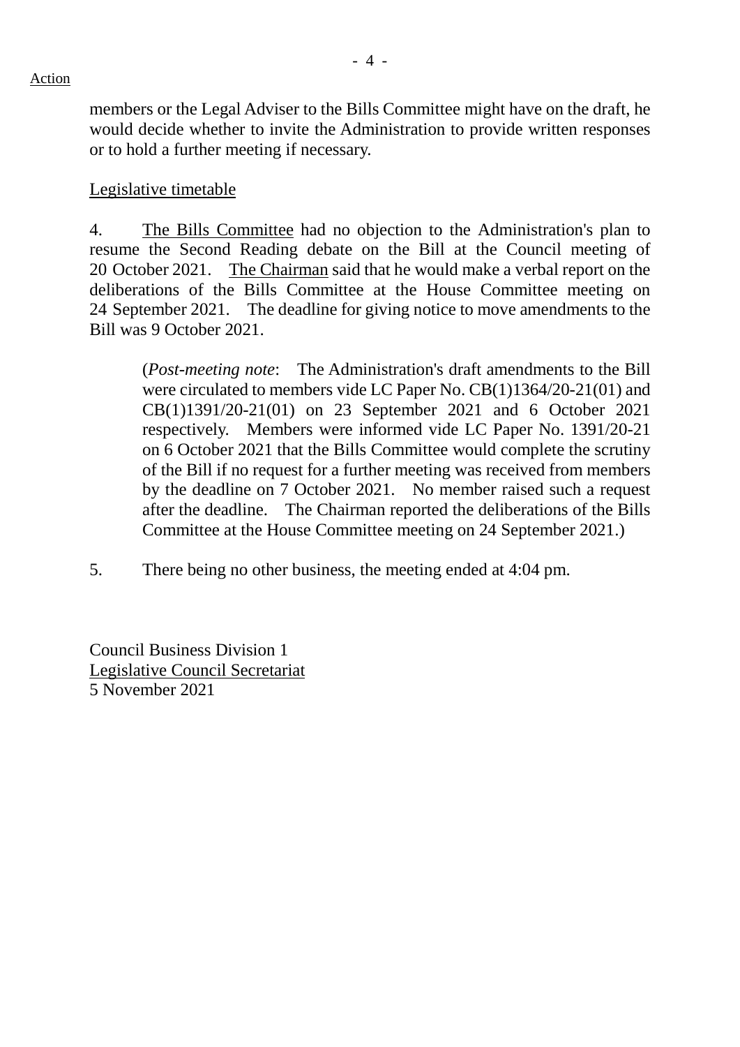Action

members or the Legal Adviser to the Bills Committee might have on the draft, he would decide whether to invite the Administration to provide written responses or to hold a further meeting if necessary.

Legislative timetable

4. The Bills Committee had no objection to the Administration's plan to resume the Second Reading debate on the Bill at the Council meeting of 20 October 2021. The Chairman said that he would make a verbal report on the deliberations of the Bills Committee at the House Committee meeting on 24 September 2021. The deadline for giving notice to move amendments to the Bill was 9 October 2021.

> (*Post-meeting note*: The Administration's draft amendments to the Bill were circulated to members vide LC Paper No. CB(1)1364/20-21(01) and CB(1)1391/20-21(01) on 23 September 2021 and 6 October 2021 respectively. Members were informed vide LC Paper No. 1391/20-21 on 6 October 2021 that the Bills Committee would complete the scrutiny of the Bill if no request for a further meeting was received from members by the deadline on 7 October 2021. No member raised such a request after the deadline. The Chairman reported the deliberations of the Bills Committee at the House Committee meeting on 24 September 2021.)

5. There being no other business, the meeting ended at 4:04 pm.

Council Business Division 1
Legislative Council Secretariat
5 November 2021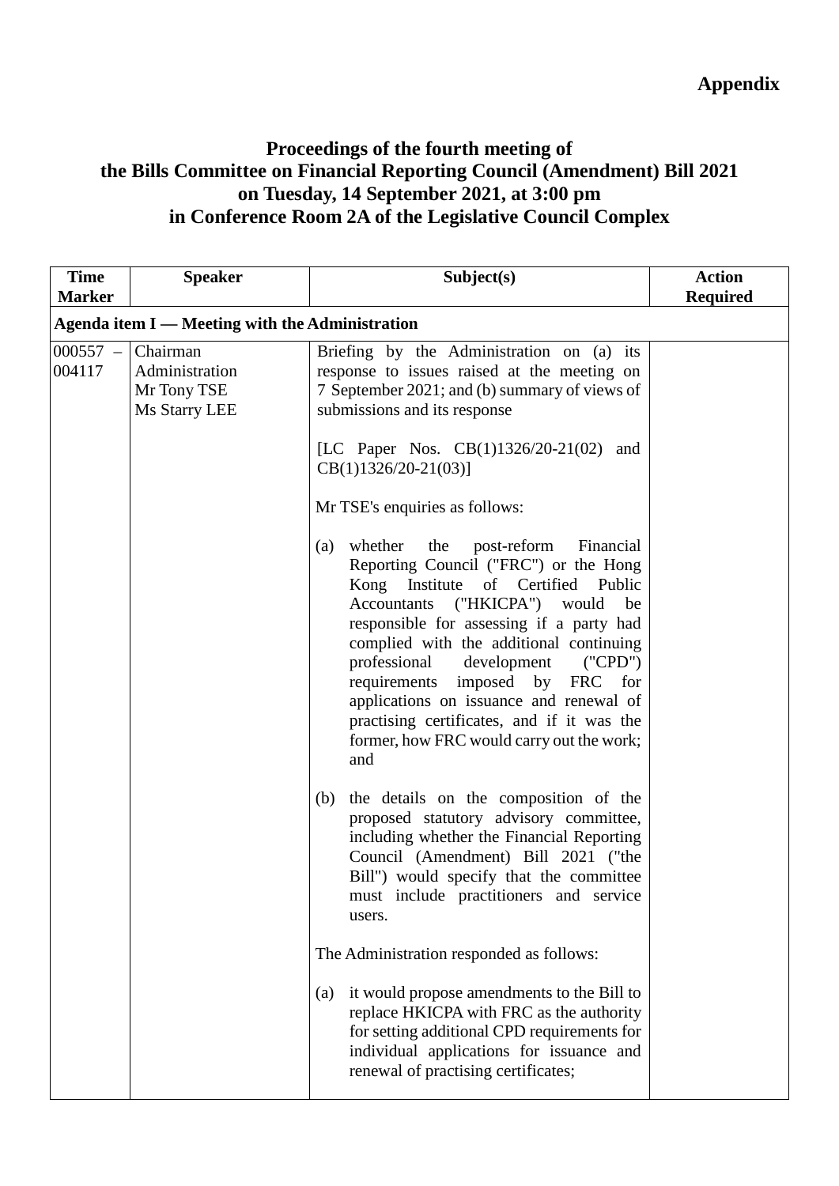**Appendix**

# Proceedings of the fourth meeting of the Bills Committee on Financial Reporting Council (Amendment) Bill 2021 on Tuesday, 14 September 2021, at 3:00 pm in Conference Room 2A of the Legislative Council Complex

| Time Marker | Speaker | Subject(s) | Action Required |
|---|---|---|---|
| **Agenda item I — Meeting with the Administration** | | | |
| 000557 – 004117 | Chairman<br>Administration<br>Mr Tony TSE<br>Ms Starry LEE | Briefing by the Administration on (a) its response to issues raised at the meeting on 7 September 2021; and (b) summary of views of submissions and its response<br><br>[LC Paper Nos. CB(1)1326/20-21(02) and CB(1)1326/20-21(03)]<br><br>Mr TSE's enquiries as follows:<br><br>(a) whether the post-reform Financial Reporting Council ("FRC") or the Hong Kong Institute of Certified Public Accountants ("HKICPA") would be responsible for assessing if a party had complied with the additional continuing professional development ("CPD") requirements imposed by FRC for applications on issuance and renewal of practising certificates, and if it was the former, how FRC would carry out the work; and<br><br>(b) the details on the composition of the proposed statutory advisory committee, including whether the Financial Reporting Council (Amendment) Bill 2021 ("the Bill") would specify that the committee must include practitioners and service users.<br><br>The Administration responded as follows:<br><br>(a) it would propose amendments to the Bill to replace HKICPA with FRC as the authority for setting additional CPD requirements for individual applications for issuance and renewal of practising certificates; | |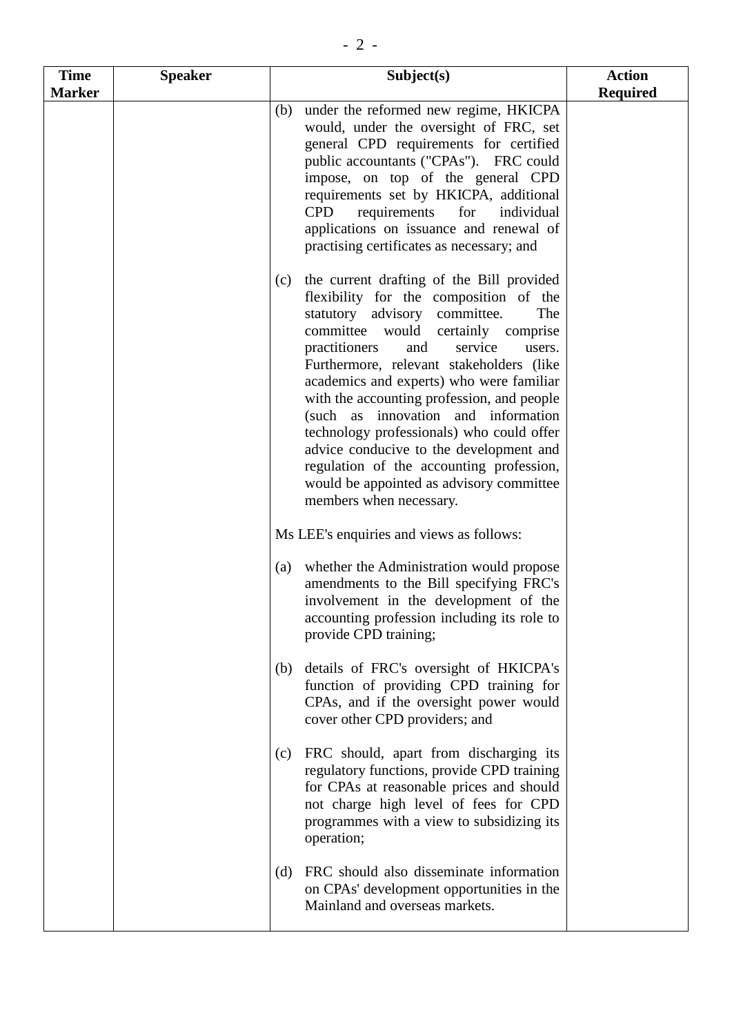| Time Marker | Speaker | Subject(s) | Action Required |
|---|---|---|---|
| | | (b) under the reformed new regime, HKICPA would, under the oversight of FRC, set general CPD requirements for certified public accountants ("CPAs"). FRC could impose, on top of the general CPD requirements set by HKICPA, additional CPD requirements for individual applications on issuance and renewal of practising certificates as necessary; and<br><br>(c) the current drafting of the Bill provided flexibility for the composition of the statutory advisory committee. The committee would certainly comprise practitioners and service users. Furthermore, relevant stakeholders (like academics and experts) who were familiar with the accounting profession, and people (such as innovation and information technology professionals) who could offer advice conducive to the development and regulation of the accounting profession, would be appointed as advisory committee members when necessary.<br><br>Ms LEE's enquiries and views as follows:<br><br>(a) whether the Administration would propose amendments to the Bill specifying FRC's involvement in the development of the accounting profession including its role to provide CPD training;<br><br>(b) details of FRC's oversight of HKICPA's function of providing CPD training for CPAs, and if the oversight power would cover other CPD providers; and<br><br>(c) FRC should, apart from discharging its regulatory functions, provide CPD training for CPAs at reasonable prices and should not charge high level of fees for CPD programmes with a view to subsidizing its operation;<br><br>(d) FRC should also disseminate information on CPAs' development opportunities in the Mainland and overseas markets. | |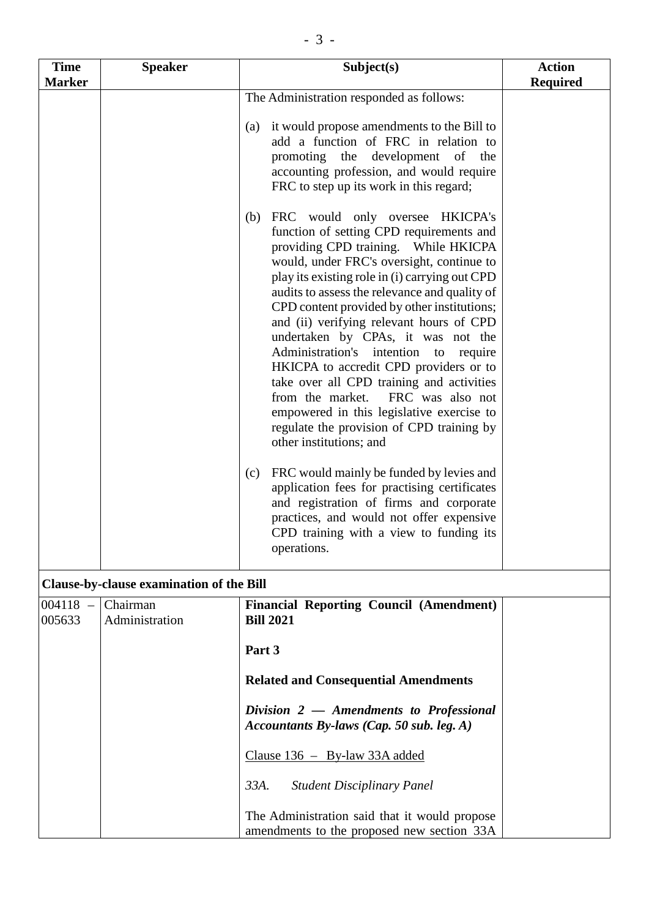| Time Marker | Speaker | Subject(s) | Action Required |
|---|---|---|---|
| | | The Administration responded as follows:<br><br>(a) it would propose amendments to the Bill to add a function of FRC in relation to promoting the development of the accounting profession, and would require FRC to step up its work in this regard;<br><br>(b) FRC would only oversee HKICPA's function of setting CPD requirements and providing CPD training. While HKICPA would, under FRC's oversight, continue to play its existing role in (i) carrying out CPD audits to assess the relevance and quality of CPD content provided by other institutions; and (ii) verifying relevant hours of CPD undertaken by CPAs, it was not the Administration's intention to require HKICPA to accredit CPD providers or to take over all CPD training and activities from the market. FRC was also not empowered in this legislative exercise to regulate the provision of CPD training by other institutions; and<br><br>(c) FRC would mainly be funded by levies and application fees for practising certificates and registration of firms and corporate practices, and would not offer expensive CPD training with a view to funding its operations. | |
| **Clause-by-clause examination of the Bill** | | | |
| 004118 – 005633 | Chairman<br>Administration | **Financial Reporting Council (Amendment) Bill 2021**<br><br>**Part 3**<br><br>**Related and Consequential Amendments**<br><br>***Division 2 — Amendments to Professional Accountants By-laws (Cap. 50 sub. leg. A)***<br><br><u>Clause 136 – By-law 33A added</u><br><br>*33A. Student Disciplinary Panel*<br><br>The Administration said that it would propose amendments to the proposed new section 33A | |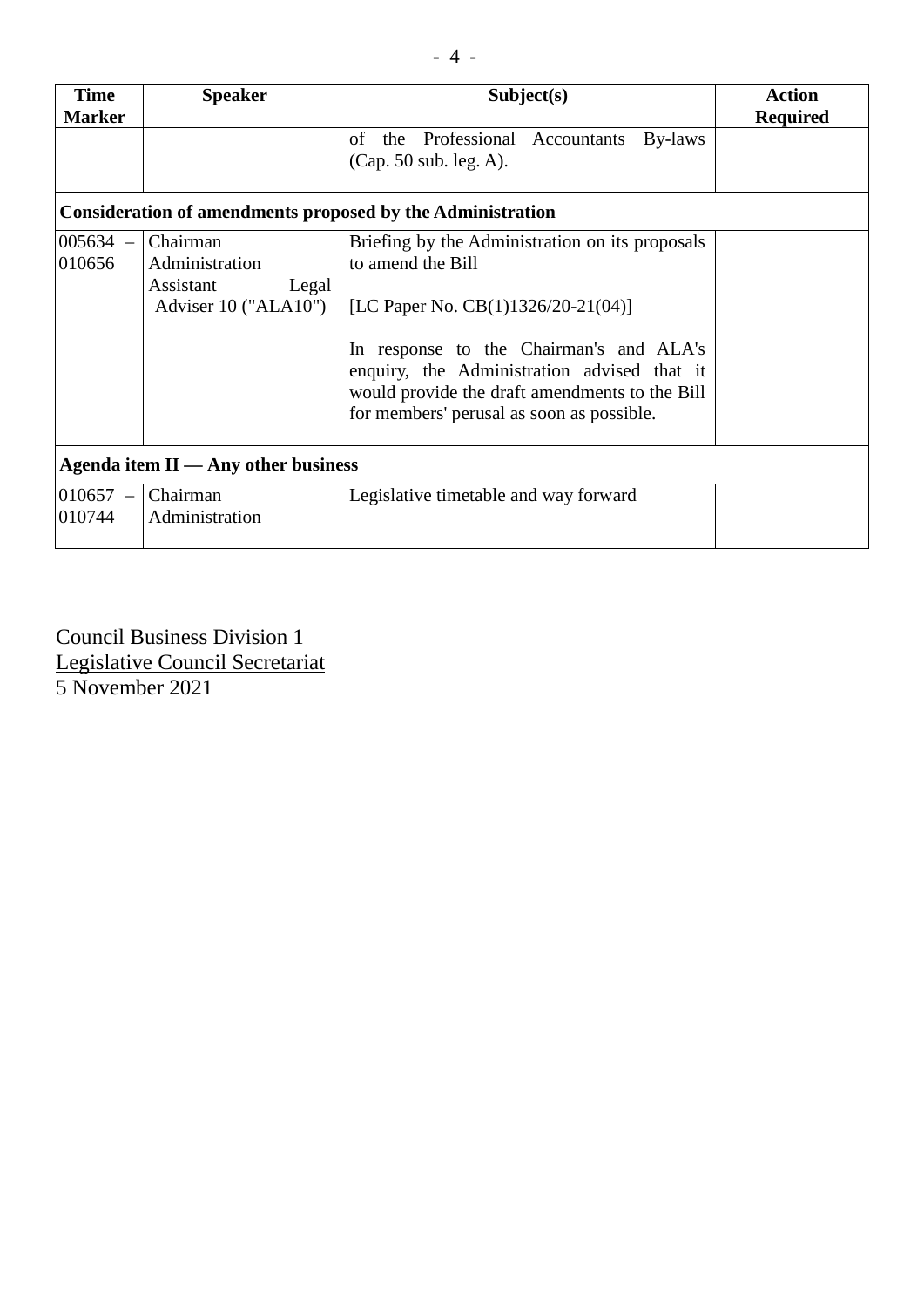| Time Marker | Speaker | Subject(s) | Action Required |
|---|---|---|---|
| | | of the Professional Accountants By-laws (Cap. 50 sub. leg. A). | |
| **Consideration of amendments proposed by the Administration** | | | |
| 005634 – 010656 | Chairman<br>Administration<br>Assistant Legal Adviser 10 ("ALA10") | Briefing by the Administration on its proposals to amend the Bill<br><br>[LC Paper No. CB(1)1326/20-21(04)]<br><br>In response to the Chairman's and ALA's enquiry, the Administration advised that it would provide the draft amendments to the Bill for members' perusal as soon as possible. | |
| **Agenda item II — Any other business** | | | |
| 010657 – 010744 | Chairman<br>Administration | Legislative timetable and way forward | |

Council Business Division 1
Legislative Council Secretariat
5 November 2021